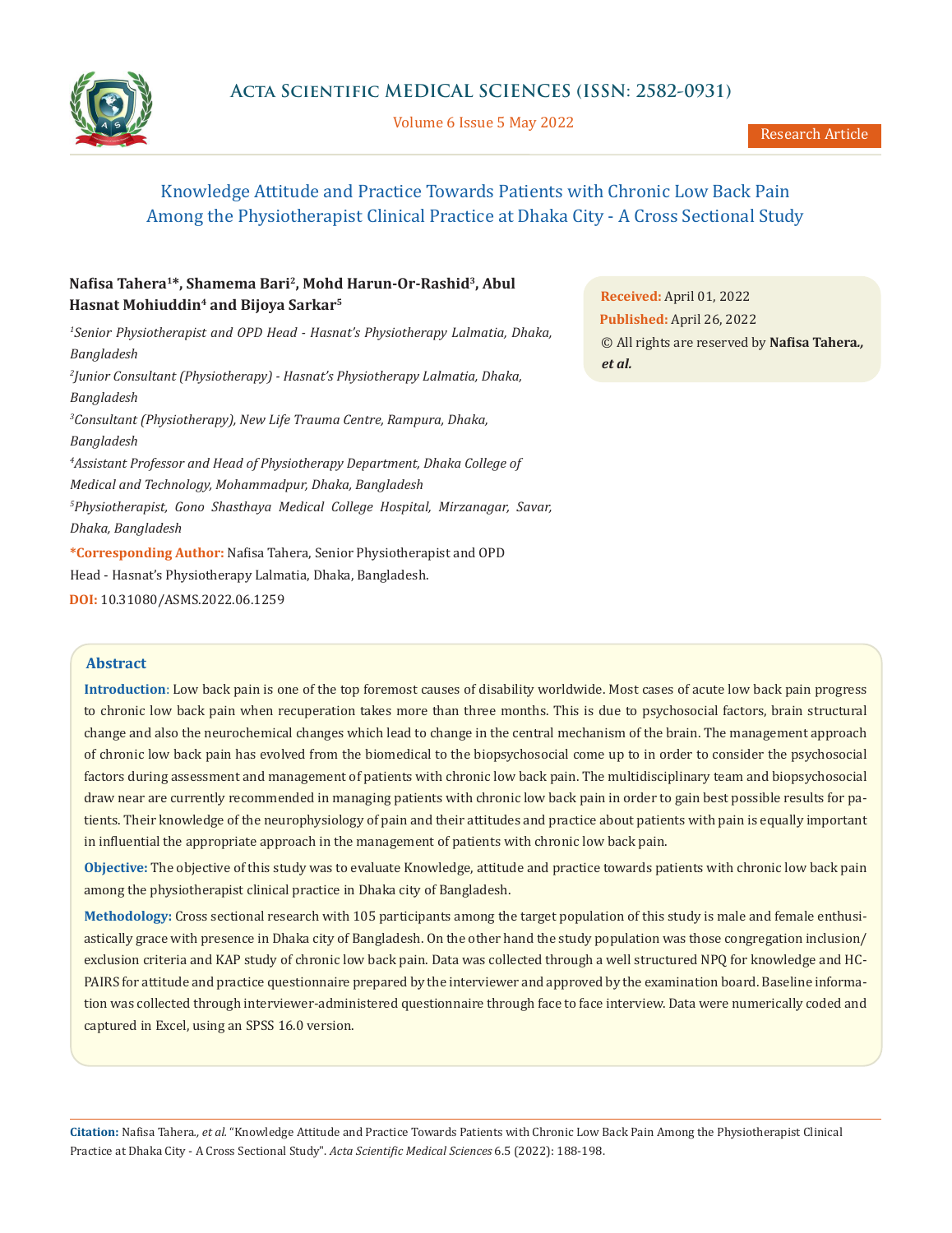# Knowledge Attitude and Practice Towards Patients with Chronic Low Back Pain Among the Physiotherapist Clinical Practice at Dhaka City - A Cross Sectional Study

**Nafisa Tahera[1]\*, Shamema Bari[2], Mohd Harun-Or-Rashid[3], Abul Hasnat Mohiuddin[4] and Bijoya Sarkar[5]**

*[1]Senior Physiotherapist and OPD Head - Hasnat's Physiotherapy Lalmatia, Dhaka, Bangladesh*

*[2]Junior Consultant (Physiotherapy) - Hasnat's Physiotherapy Lalmatia, Dhaka, Bangladesh*

*[3]Consultant (Physiotherapy), New Life Trauma Centre, Rampura, Dhaka, Bangladesh*

*[4]Assistant Professor and Head of Physiotherapy Department, Dhaka College of Medical and Technology, Mohammadpur, Dhaka, Bangladesh*

*[5]Physiotherapist, Gono Shasthaya Medical College Hospital, Mirzanagar, Savar, Dhaka, Bangladesh*

**\*Corresponding Author:** Nafisa Tahera, Senior Physiotherapist and OPD Head - Hasnat's Physiotherapy Lalmatia, Dhaka, Bangladesh.

**DOI:** 10.31080/ASMS.2022.06.1259

**Received:** April 01, 2022
**Published:** April 26, 2022
© All rights are reserved by **Nafisa Tahera., *et al.***

## Abstract

**Introduction**: Low back pain is one of the top foremost causes of disability worldwide. Most cases of acute low back pain progress to chronic low back pain when recuperation takes more than three months. This is due to psychosocial factors, brain structural change and also the neurochemical changes which lead to change in the central mechanism of the brain. The management approach of chronic low back pain has evolved from the biomedical to the biopsychosocial come up to in order to consider the psychosocial factors during assessment and management of patients with chronic low back pain. The multidisciplinary team and biopsychosocial draw near are currently recommended in managing patients with chronic low back pain in order to gain best possible results for patients. Their knowledge of the neurophysiology of pain and their attitudes and practice about patients with pain is equally important in influential the appropriate approach in the management of patients with chronic low back pain.

**Objective:** The objective of this study was to evaluate Knowledge, attitude and practice towards patients with chronic low back pain among the physiotherapist clinical practice in Dhaka city of Bangladesh.

**Methodology:** Cross sectional research with 105 participants among the target population of this study is male and female enthusiastically grace with presence in Dhaka city of Bangladesh. On the other hand the study population was those congregation inclusion/exclusion criteria and KAP study of chronic low back pain. Data was collected through a well structured NPQ for knowledge and HC-PAIRS for attitude and practice questionnaire prepared by the interviewer and approved by the examination board. Baseline information was collected through interviewer-administered questionnaire through face to face interview. Data were numerically coded and captured in Excel, using an SPSS 16.0 version.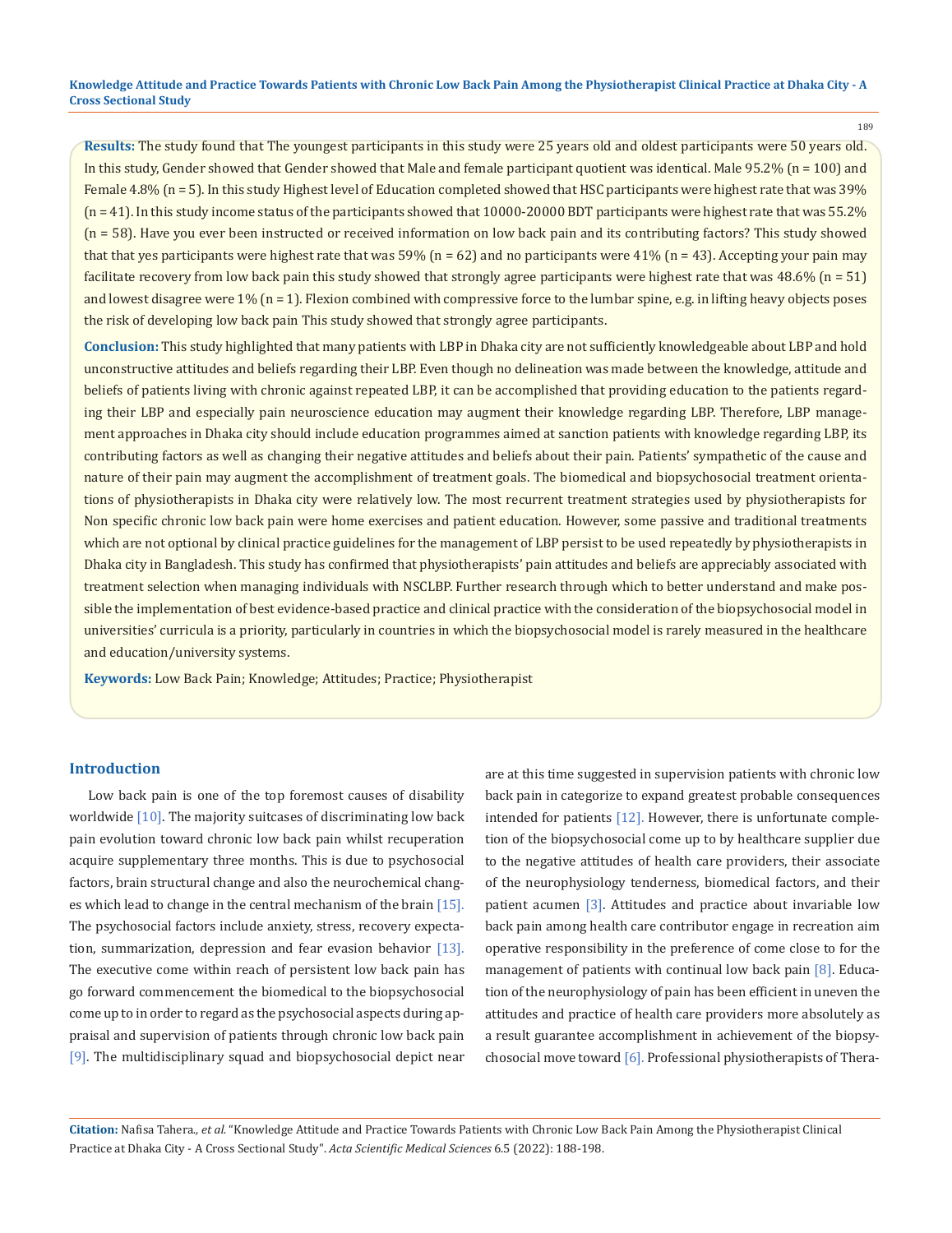**Results:** The study found that The youngest participants in this study were 25 years old and oldest participants were 50 years old. In this study, Gender showed that Gender showed that Male and female participant quotient was identical. Male 95.2% (n = 100) and Female 4.8% (n = 5). In this study Highest level of Education completed showed that HSC participants were highest rate that was 39% (n = 41). In this study income status of the participants showed that 10000-20000 BDT participants were highest rate that was 55.2% (n = 58). Have you ever been instructed or received information on low back pain and its contributing factors? This study showed that that yes participants were highest rate that was 59% (n = 62) and no participants were 41% (n = 43). Accepting your pain may facilitate recovery from low back pain this study showed that strongly agree participants were highest rate that was 48.6% (n = 51) and lowest disagree were 1% (n = 1). Flexion combined with compressive force to the lumbar spine, e.g. in lifting heavy objects poses the risk of developing low back pain This study showed that strongly agree participants.

**Conclusion:** This study highlighted that many patients with LBP in Dhaka city are not sufficiently knowledgeable about LBP and hold unconstructive attitudes and beliefs regarding their LBP. Even though no delineation was made between the knowledge, attitude and beliefs of patients living with chronic against repeated LBP, it can be accomplished that providing education to the patients regarding their LBP and especially pain neuroscience education may augment their knowledge regarding LBP. Therefore, LBP management approaches in Dhaka city should include education programmes aimed at sanction patients with knowledge regarding LBP, its contributing factors as well as changing their negative attitudes and beliefs about their pain. Patients' sympathetic of the cause and nature of their pain may augment the accomplishment of treatment goals. The biomedical and biopsychosocial treatment orientations of physiotherapists in Dhaka city were relatively low. The most recurrent treatment strategies used by physiotherapists for Non specific chronic low back pain were home exercises and patient education. However, some passive and traditional treatments which are not optional by clinical practice guidelines for the management of LBP persist to be used repeatedly by physiotherapists in Dhaka city in Bangladesh. This study has confirmed that physiotherapists' pain attitudes and beliefs are appreciably associated with treatment selection when managing individuals with NSCLBP. Further research through which to better understand and make possible the implementation of best evidence-based practice and clinical practice with the consideration of the biopsychosocial model in universities' curricula is a priority, particularly in countries in which the biopsychosocial model is rarely measured in the healthcare and education/university systems.

**Keywords:** Low Back Pain; Knowledge; Attitudes; Practice; Physiotherapist

## Introduction

Low back pain is one of the top foremost causes of disability worldwide [10]. The majority suitcases of discriminating low back pain evolution toward chronic low back pain whilst recuperation acquire supplementary three months. This is due to psychosocial factors, brain structural change and also the neurochemical changes which lead to change in the central mechanism of the brain [15]. The psychosocial factors include anxiety, stress, recovery expectation, summarization, depression and fear evasion behavior [13]. The executive come within reach of persistent low back pain has go forward commencement the biomedical to the biopsychosocial come up to in order to regard as the psychosocial aspects during appraisal and supervision of patients through chronic low back pain [9]. The multidisciplinary squad and biopsychosocial depict near are at this time suggested in supervision patients with chronic low back pain in categorize to expand greatest probable consequences intended for patients [12]. However, there is unfortunate completion of the biopsychosocial come up to by healthcare supplier due to the negative attitudes of health care providers, their associate of the neurophysiology tenderness, biomedical factors, and their patient acumen [3]. Attitudes and practice about invariable low back pain among health care contributor engage in recreation aim operative responsibility in the preference of come close to for the management of patients with continual low back pain [8]. Education of the neurophysiology of pain has been efficient in uneven the attitudes and practice of health care providers more absolutely as a result guarantee accomplishment in achievement of the biopsychosocial move toward [6]. Professional physiotherapists of Thera-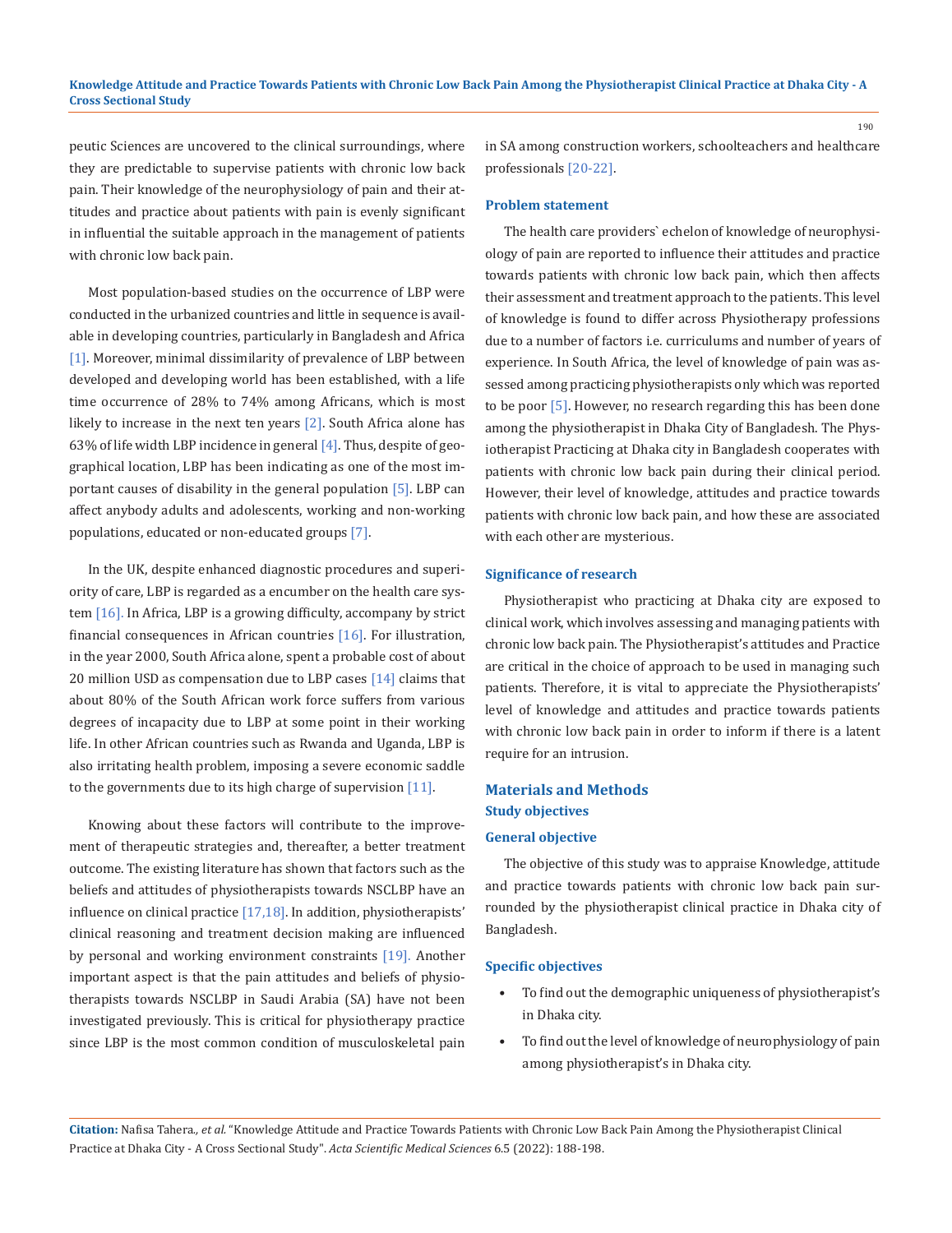peutic Sciences are uncovered to the clinical surroundings, where they are predictable to supervise patients with chronic low back pain. Their knowledge of the neurophysiology of pain and their attitudes and practice about patients with pain is evenly significant in influential the suitable approach in the management of patients with chronic low back pain.

Most population-based studies on the occurrence of LBP were conducted in the urbanized countries and little in sequence is available in developing countries, particularly in Bangladesh and Africa [1]. Moreover, minimal dissimilarity of prevalence of LBP between developed and developing world has been established, with a life time occurrence of 28% to 74% among Africans, which is most likely to increase in the next ten years [2]. South Africa alone has 63% of life width LBP incidence in general [4]. Thus, despite of geographical location, LBP has been indicating as one of the most important causes of disability in the general population [5]. LBP can affect anybody adults and adolescents, working and non-working populations, educated or non-educated groups [7].

In the UK, despite enhanced diagnostic procedures and superiority of care, LBP is regarded as a encumber on the health care system [16]. In Africa, LBP is a growing difficulty, accompany by strict financial consequences in African countries [16]. For illustration, in the year 2000, South Africa alone, spent a probable cost of about 20 million USD as compensation due to LBP cases [14] claims that about 80% of the South African work force suffers from various degrees of incapacity due to LBP at some point in their working life. In other African countries such as Rwanda and Uganda, LBP is also irritating health problem, imposing a severe economic saddle to the governments due to its high charge of supervision [11].

Knowing about these factors will contribute to the improvement of therapeutic strategies and, thereafter, a better treatment outcome. The existing literature has shown that factors such as the beliefs and attitudes of physiotherapists towards NSCLBP have an influence on clinical practice [17,18]. In addition, physiotherapists' clinical reasoning and treatment decision making are influenced by personal and working environment constraints [19]. Another important aspect is that the pain attitudes and beliefs of physiotherapists towards NSCLBP in Saudi Arabia (SA) have not been investigated previously. This is critical for physiotherapy practice since LBP is the most common condition of musculoskeletal pain in SA among construction workers, schoolteachers and healthcare professionals [20-22].

### Problem statement

The health care providers` echelon of knowledge of neurophysiology of pain are reported to influence their attitudes and practice towards patients with chronic low back pain, which then affects their assessment and treatment approach to the patients. This level of knowledge is found to differ across Physiotherapy professions due to a number of factors i.e. curriculums and number of years of experience. In South Africa, the level of knowledge of pain was assessed among practicing physiotherapists only which was reported to be poor [5]. However, no research regarding this has been done among the physiotherapist in Dhaka City of Bangladesh. The Physiotherapist Practicing at Dhaka city in Bangladesh cooperates with patients with chronic low back pain during their clinical period. However, their level of knowledge, attitudes and practice towards patients with chronic low back pain, and how these are associated with each other are mysterious.

### Significance of research

Physiotherapist who practicing at Dhaka city are exposed to clinical work, which involves assessing and managing patients with chronic low back pain. The Physiotherapist's attitudes and Practice are critical in the choice of approach to be used in managing such patients. Therefore, it is vital to appreciate the Physiotherapists' level of knowledge and attitudes and practice towards patients with chronic low back pain in order to inform if there is a latent require for an intrusion.

## Materials and Methods

### Study objectives

### General objective

The objective of this study was to appraise Knowledge, attitude and practice towards patients with chronic low back pain surrounded by the physiotherapist clinical practice in Dhaka city of Bangladesh.

### Specific objectives

- To find out the demographic uniqueness of physiotherapist's in Dhaka city.
- To find out the level of knowledge of neurophysiology of pain among physiotherapist's in Dhaka city.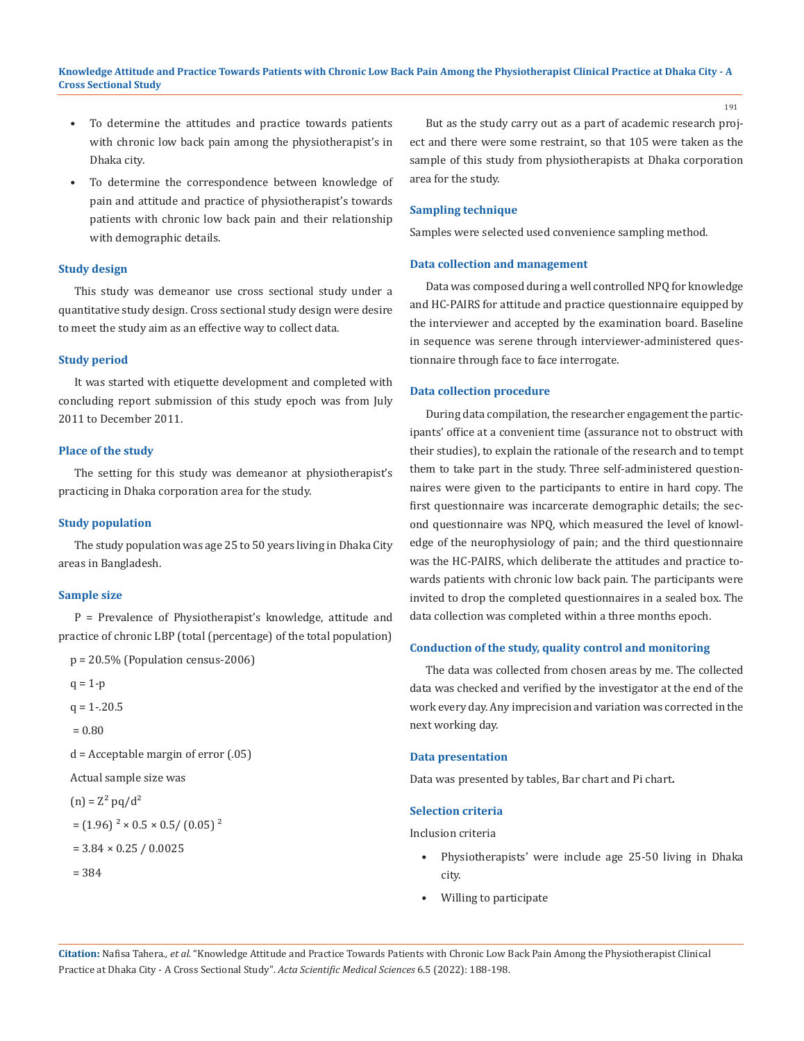- To determine the attitudes and practice towards patients with chronic low back pain among the physiotherapist's in Dhaka city.
- To determine the correspondence between knowledge of pain and attitude and practice of physiotherapist's towards patients with chronic low back pain and their relationship with demographic details.

### Study design

This study was demeanor use cross sectional study under a quantitative study design. Cross sectional study design were desire to meet the study aim as an effective way to collect data.

### Study period

It was started with etiquette development and completed with concluding report submission of this study epoch was from July 2011 to December 2011.

### Place of the study

The setting for this study was demeanor at physiotherapist's practicing in Dhaka corporation area for the study.

### Study population

The study population was age 25 to 50 years living in Dhaka City areas in Bangladesh.

### Sample size

P = Prevalence of Physiotherapist's knowledge, attitude and practice of chronic LBP (total (percentage) of the total population)

p = 20.5% (Population census-2006)

q = 1-p

q = 1-.20.5

= 0.80

d = Acceptable margin of error (.05)

Actual sample size was

$(n) = Z^2 pq/d^2$

$= (1.96)^2 \times 0.5 \times 0.5 / (0.05)^2$

$= 3.84 \times 0.25 / 0.0025$

$= 384$

But as the study carry out as a part of academic research project and there were some restraint, so that 105 were taken as the sample of this study from physiotherapists at Dhaka corporation area for the study.

### Sampling technique

Samples were selected used convenience sampling method.

### Data collection and management

Data was composed during a well controlled NPQ for knowledge and HC-PAIRS for attitude and practice questionnaire equipped by the interviewer and accepted by the examination board. Baseline in sequence was serene through interviewer-administered questionnaire through face to face interrogate.

### Data collection procedure

During data compilation, the researcher engagement the participants' office at a convenient time (assurance not to obstruct with their studies), to explain the rationale of the research and to tempt them to take part in the study. Three self-administered questionnaires were given to the participants to entire in hard copy. The first questionnaire was incarcerate demographic details; the second questionnaire was NPQ, which measured the level of knowledge of the neurophysiology of pain; and the third questionnaire was the HC-PAIRS, which deliberate the attitudes and practice towards patients with chronic low back pain. The participants were invited to drop the completed questionnaires in a sealed box. The data collection was completed within a three months epoch.

### Conduction of the study, quality control and monitoring

The data was collected from chosen areas by me. The collected data was checked and verified by the investigator at the end of the work every day. Any imprecision and variation was corrected in the next working day.

### Data presentation

Data was presented by tables, Bar chart and Pi chart**.**

### Selection criteria

Inclusion criteria

- Physiotherapists' were include age 25-50 living in Dhaka city.
- Willing to participate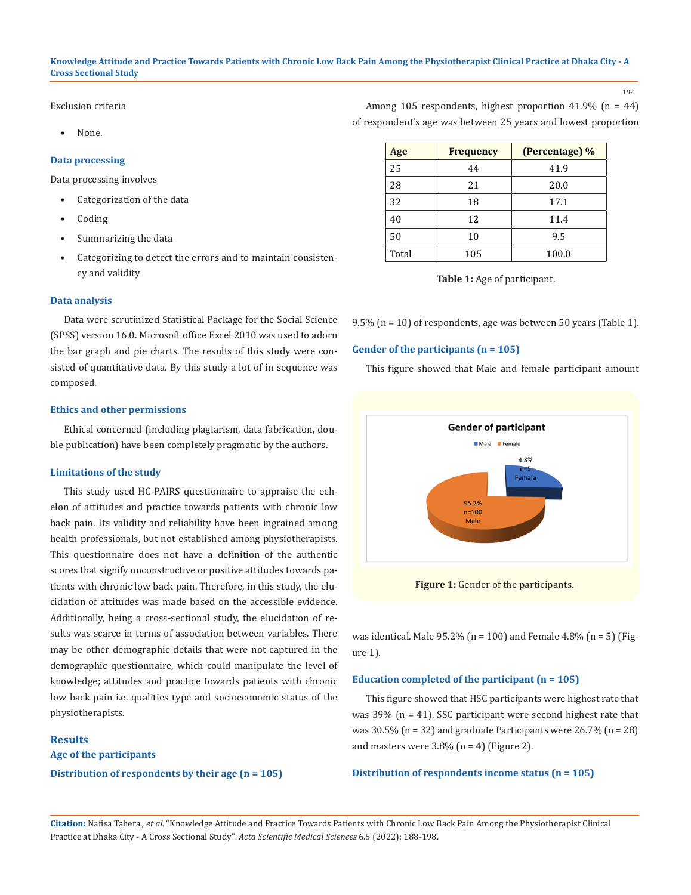Exclusion criteria

- None.

### Data processing

Data processing involves

- Categorization of the data
- Coding
- Summarizing the data
- Categorizing to detect the errors and to maintain consistency and validity

### Data analysis

Data were scrutinized Statistical Package for the Social Science (SPSS) version 16.0. Microsoft office Excel 2010 was used to adorn the bar graph and pie charts. The results of this study were consisted of quantitative data. By this study a lot of in sequence was composed.

### Ethics and other permissions

Ethical concerned (including plagiarism, data fabrication, double publication) have been completely pragmatic by the authors.

### Limitations of the study

This study used HC-PAIRS questionnaire to appraise the echelon of attitudes and practice towards patients with chronic low back pain. Its validity and reliability have been ingrained among health professionals, but not established among physiotherapists. This questionnaire does not have a definition of the authentic scores that signify unconstructive or positive attitudes towards patients with chronic low back pain. Therefore, in this study, the elucidation of attitudes was made based on the accessible evidence. Additionally, being a cross-sectional study, the elucidation of results was scarce in terms of association between variables. There may be other demographic details that were not captured in the demographic questionnaire, which could manipulate the level of knowledge; attitudes and practice towards patients with chronic low back pain i.e. qualities type and socioeconomic status of the physiotherapists.

## Results

### Age of the participants

### Distribution of respondents by their age (n = 105)

Among 105 respondents, highest proportion 41.9% (n = 44) of respondent's age was between 25 years and lowest proportion 9.5% (n = 10) of respondents, age was between 50 years (Table 1).

| Age | Frequency | (Percentage) % |
|---|---|---|
| 25 | 44 | 41.9 |
| 28 | 21 | 20.0 |
| 32 | 18 | 17.1 |
| 40 | 12 | 11.4 |
| 50 | 10 | 9.5 |
| Total | 105 | 100.0 |

**Table 1:** Age of participant.

### Gender of the participants (n = 105)

This figure showed that Male and female participant amount was identical. Male 95.2% (n = 100) and Female 4.8% (n = 5) (Figure 1).

**Figure 1:** Gender of the participants.

### Education completed of the participant (n = 105)

This figure showed that HSC participants were highest rate that was 39% (n = 41). SSC participant were second highest rate that was 30.5% (n = 32) and graduate Participants were 26.7% (n = 28) and masters were 3.8% (n = 4) (Figure 2).

### Distribution of respondents income status (n = 105)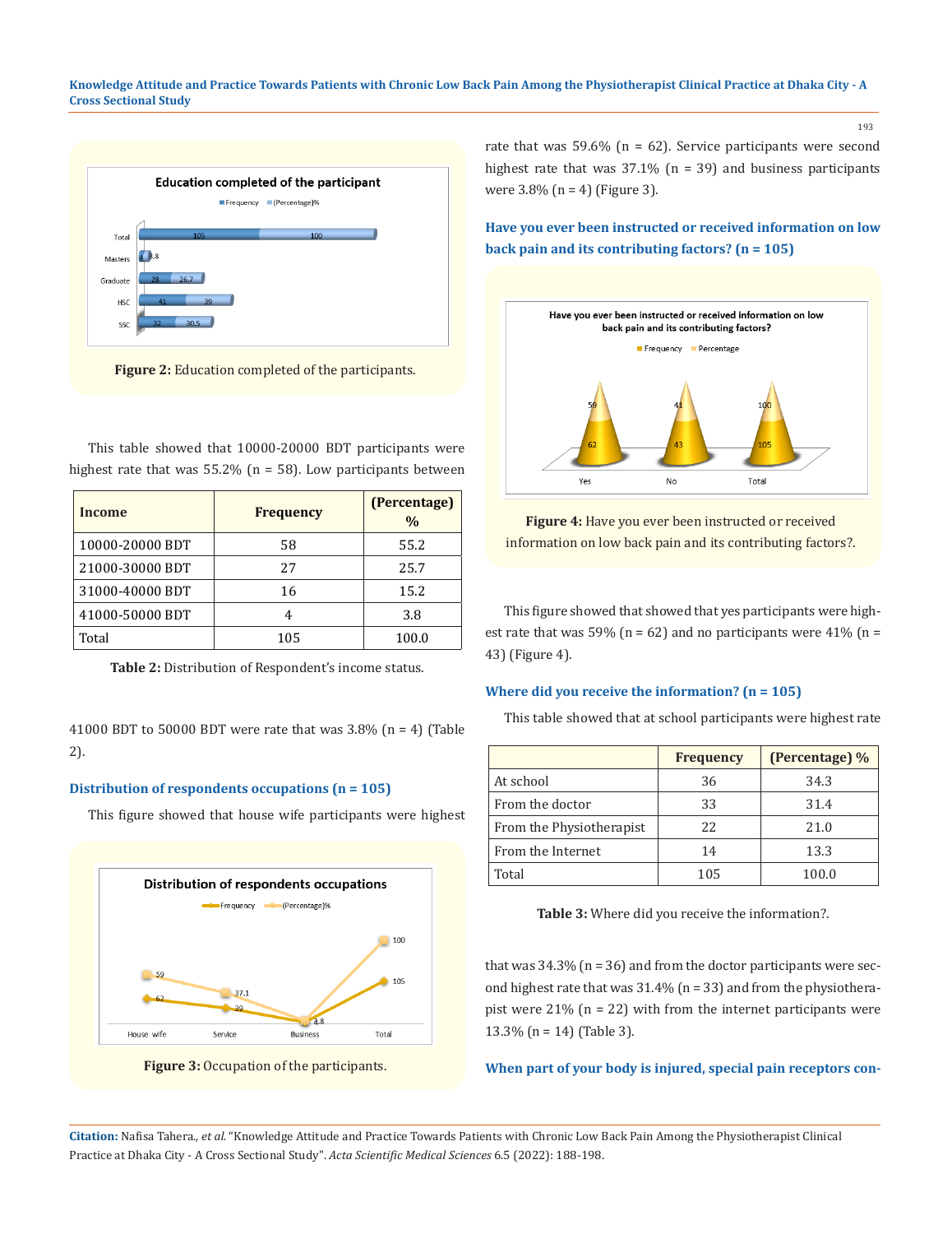Figure 2: Education completed of the participants.

This table showed that 10000-20000 BDT participants were highest rate that was 55.2% (n = 58). Low participants between 41000 BDT to 50000 BDT were rate that was 3.8% (n = 4) (Table 2).

| Income | Frequency | (Percentage) % |
|---|---|---|
| 10000-20000 BDT | 58 | 55.2 |
| 21000-30000 BDT | 27 | 25.7 |
| 31000-40000 BDT | 16 | 15.2 |
| 41000-50000 BDT | 4 | 3.8 |
| Total | 105 | 100.0 |

**Table 2:** Distribution of Respondent's income status.

### Distribution of respondents occupations (n = 105)

This figure showed that house wife participants were highest rate that was 59.6% (n = 62). Service participants were second highest rate that was 37.1% (n = 39) and business participants were 3.8% (n = 4) (Figure 3).

**Figure 3:** Occupation of the participants.

### Have you ever been instructed or received information on low back pain and its contributing factors? (n = 105)

**Figure 4:** Have you ever been instructed or received information on low back pain and its contributing factors?.

This figure showed that showed that yes participants were highest rate that was 59% (n = 62) and no participants were 41% (n = 43) (Figure 4).

### Where did you receive the information? (n = 105)

This table showed that at school participants were highest rate that was 34.3% (n = 36) and from the doctor participants were second highest rate that was 31.4% (n = 33) and from the physiotherapist were 21% (n = 22) with from the internet participants were 13.3% (n = 14) (Table 3).

| | Frequency | (Percentage) % |
|---|---|---|
| At school | 36 | 34.3 |
| From the doctor | 33 | 31.4 |
| From the Physiotherapist | 22 | 21.0 |
| From the Internet | 14 | 13.3 |
| Total | 105 | 100.0 |

**Table 3:** Where did you receive the information?.

### When part of your body is injured, special pain receptors con-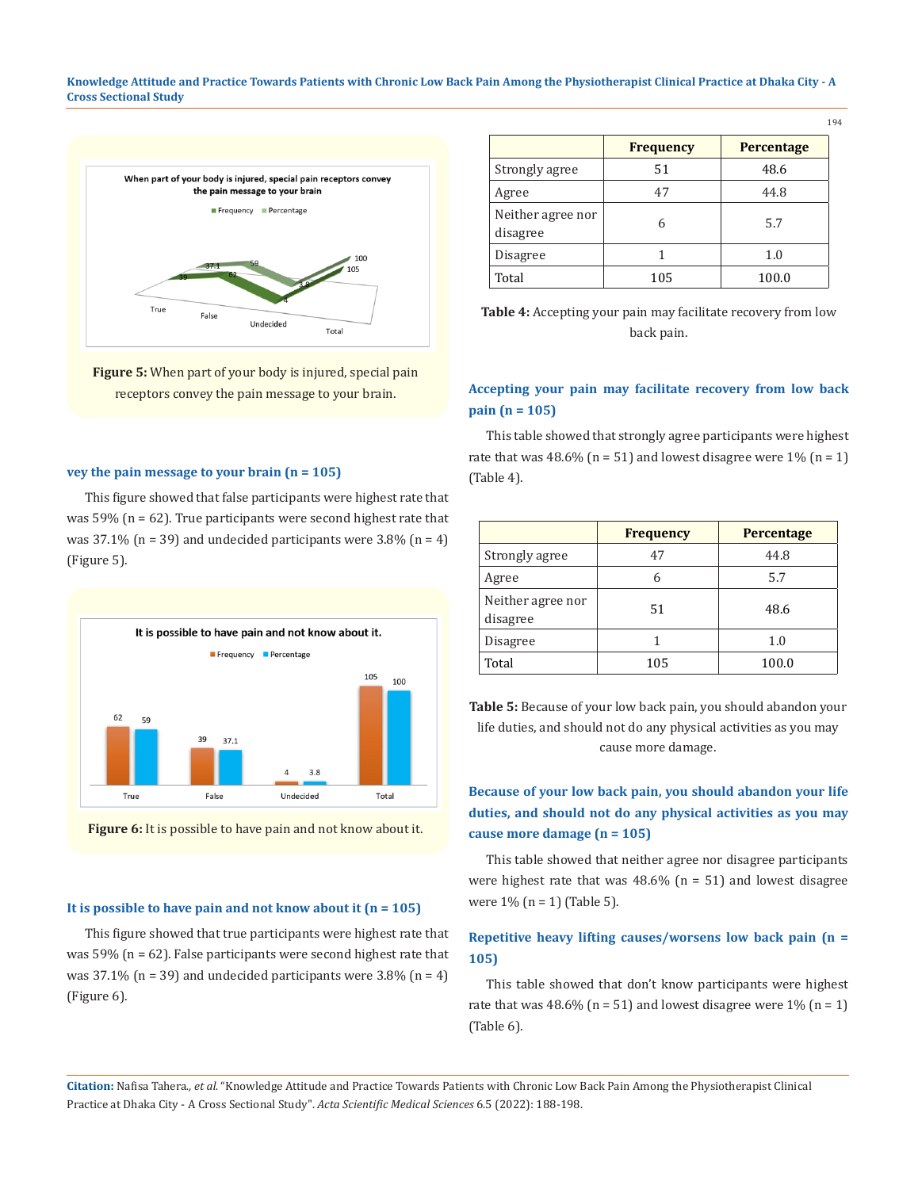Figure 5: When part of your body is injured, special pain receptors convey the pain message to your brain.

### vey the pain message to your brain (n = 105)

This figure showed that false participants were highest rate that was 59% (n = 62). True participants were second highest rate that was 37.1% (n = 39) and undecided participants were 3.8% (n = 4) (Figure 5).

Figure 6: It is possible to have pain and not know about it.

### It is possible to have pain and not know about it (n = 105)

This figure showed that true participants were highest rate that was 59% (n = 62). False participants were second highest rate that was 37.1% (n = 39) and undecided participants were 3.8% (n = 4) (Figure 6).

| | Frequency | Percentage |
|---|---|---|
| Strongly agree | 51 | 48.6 |
| Agree | 47 | 44.8 |
| Neither agree nor disagree | 6 | 5.7 |
| Disagree | 1 | 1.0 |
| Total | 105 | 100.0 |

**Table 4:** Accepting your pain may facilitate recovery from low back pain.

### Accepting your pain may facilitate recovery from low back pain (n = 105)

This table showed that strongly agree participants were highest rate that was 48.6% (n = 51) and lowest disagree were 1% (n = 1) (Table 4).

| | Frequency | Percentage |
|---|---|---|
| Strongly agree | 47 | 44.8 |
| Agree | 6 | 5.7 |
| Neither agree nor disagree | 51 | 48.6 |
| Disagree | 1 | 1.0 |
| Total | 105 | 100.0 |

**Table 5:** Because of your low back pain, you should abandon your life duties, and should not do any physical activities as you may cause more damage.

### Because of your low back pain, you should abandon your life duties, and should not do any physical activities as you may cause more damage (n = 105)

This table showed that neither agree nor disagree participants were highest rate that was 48.6% (n = 51) and lowest disagree were 1% (n = 1) (Table 5).

### Repetitive heavy lifting causes/worsens low back pain (n = 105)

This table showed that don't know participants were highest rate that was 48.6% (n = 51) and lowest disagree were 1% (n = 1) (Table 6).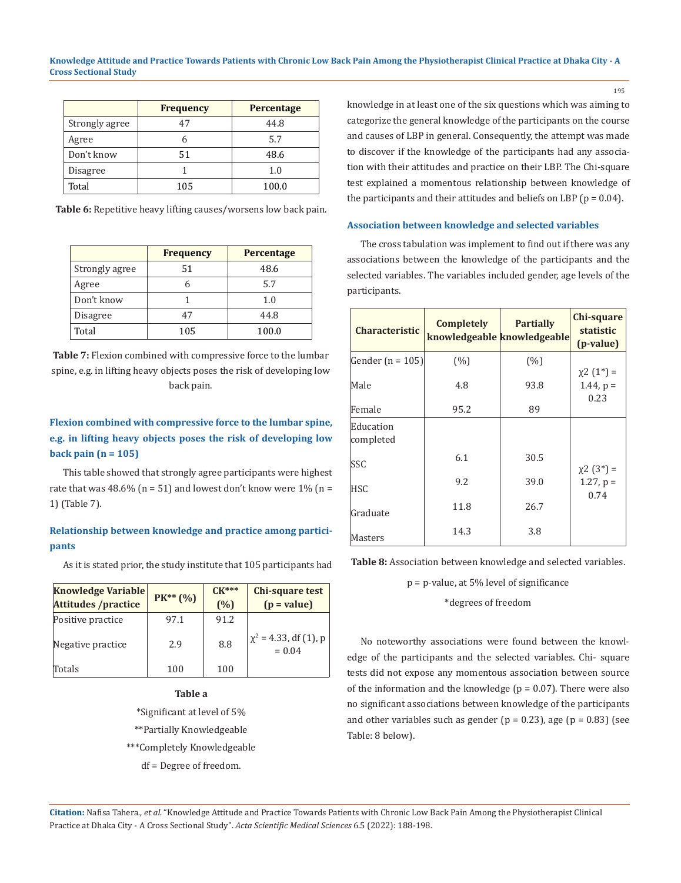| | Frequency | Percentage |
|---|---|---|
| Strongly agree | 47 | 44.8 |
| Agree | 6 | 5.7 |
| Don't know | 51 | 48.6 |
| Disagree | 1 | 1.0 |
| Total | 105 | 100.0 |

**Table 6:** Repetitive heavy lifting causes/worsens low back pain.

| | Frequency | Percentage |
|---|---|---|
| Strongly agree | 51 | 48.6 |
| Agree | 6 | 5.7 |
| Don't know | 1 | 1.0 |
| Disagree | 47 | 44.8 |
| Total | 105 | 100.0 |

**Table 7:** Flexion combined with compressive force to the lumbar spine, e.g. in lifting heavy objects poses the risk of developing low back pain.

### Flexion combined with compressive force to the lumbar spine, e.g. in lifting heavy objects poses the risk of developing low back pain (n = 105)

This table showed that strongly agree participants were highest rate that was 48.6% (n = 51) and lowest don't know were 1% (n = 1) (Table 7).

### Relationship between knowledge and practice among participants

As it is stated prior, the study institute that 105 participants had

| Knowledge Variable Attitudes /practice | PK** (%) | CK*** (%) | Chi-square test (p = value) |
|---|---|---|---|
| Positive practice | 97.1 | 91.2 | $\chi^2$ = 4.33, df (1), p = 0.04 |
| Negative practice | 2.9 | 8.8 | |
| Totals | 100 | 100 | |

**Table a**

*Significant at level of 5%

**Partially Knowledgeable

***Completely Knowledgeable

df = Degree of freedom.

knowledge in at least one of the six questions which was aiming to categorize the general knowledge of the participants on the course and causes of LBP in general. Consequently, the attempt was made to discover if the knowledge of the participants had any association with their attitudes and practice on their LBP. The Chi-square test explained a momentous relationship between knowledge of the participants and their attitudes and beliefs on LBP (p = 0.04).

### Association between knowledge and selected variables

The cross tabulation was implement to find out if there was any associations between the knowledge of the participants and the selected variables. The variables included gender, age levels of the participants.

| Characteristic | Completely knowledgeable | Partially knowledgeable | Chi-square statistic (p-value) |
|---|---|---|---|
| Gender (n = 105) | (%) | (%) | χ2 (1*) = 1.44, p = 0.23 |
| Male | 4.8 | 93.8 | |
| Female | 95.2 | 89 | |
| Education completed | | | χ2 (3*) = 1.27, p = 0.74 |
| SSC | 6.1 | 30.5 | |
| HSC | 9.2 | 39.0 | |
| Graduate | 11.8 | 26.7 | |
| Masters | 14.3 | 3.8 | |

**Table 8:** Association between knowledge and selected variables.

p = p-value, at 5% level of significance

*degrees of freedom

No noteworthy associations were found between the knowledge of the participants and the selected variables. Chi- square tests did not expose any momentous association between source of the information and the knowledge (p = 0.07). There were also no significant associations between knowledge of the participants and other variables such as gender (p = 0.23), age (p = 0.83) (see Table: 8 below).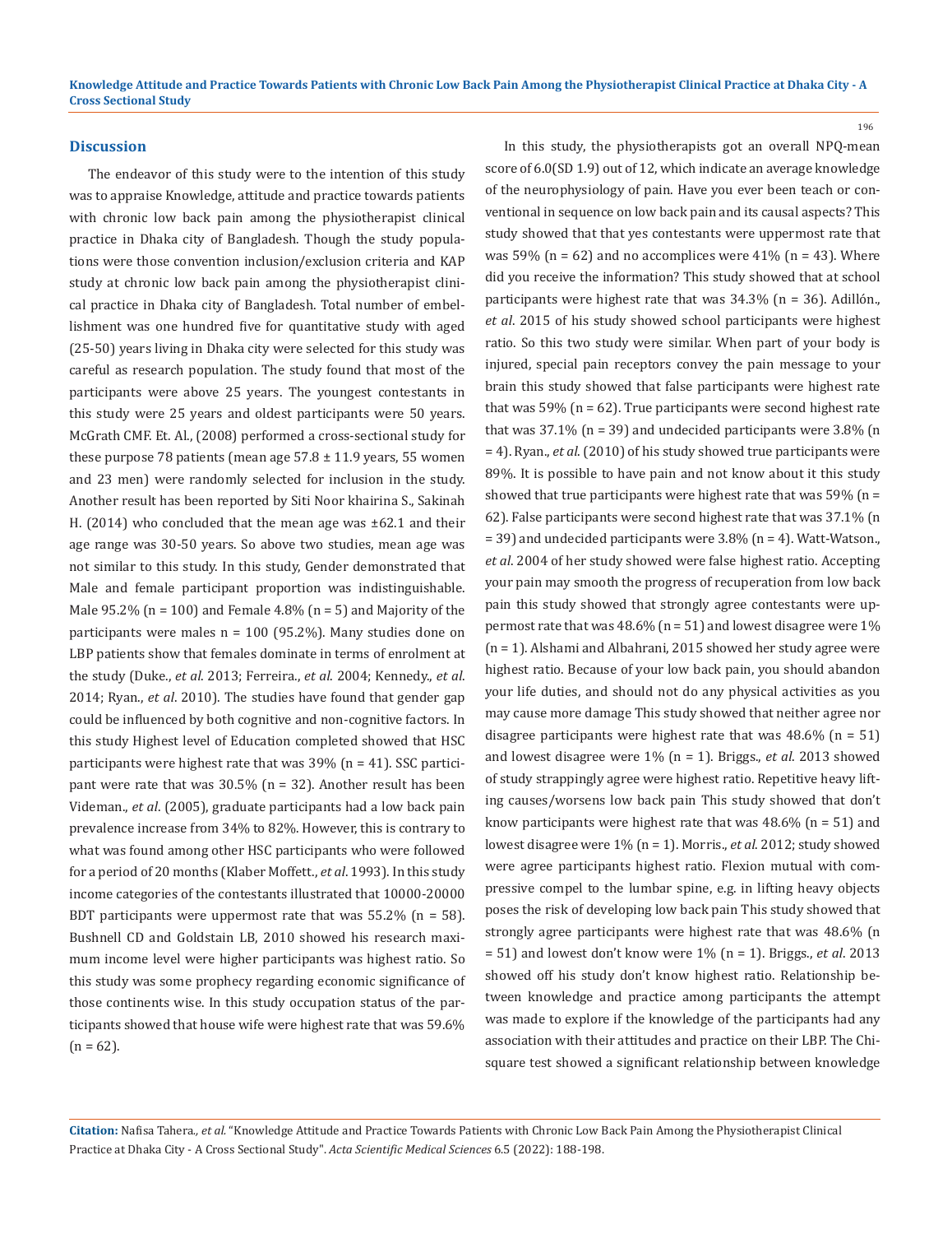## Discussion

The endeavor of this study were to the intention of this study was to appraise Knowledge, attitude and practice towards patients with chronic low back pain among the physiotherapist clinical practice in Dhaka city of Bangladesh. Though the study populations were those convention inclusion/exclusion criteria and KAP study at chronic low back pain among the physiotherapist clinical practice in Dhaka city of Bangladesh. Total number of embellishment was one hundred five for quantitative study with aged (25-50) years living in Dhaka city were selected for this study was careful as research population. The study found that most of the participants were above 25 years. The youngest contestants in this study were 25 years and oldest participants were 50 years. McGrath CMF. Et. Al., (2008) performed a cross-sectional study for these purpose 78 patients (mean age 57.8 ± 11.9 years, 55 women and 23 men) were randomly selected for inclusion in the study. Another result has been reported by Siti Noor khairina S., Sakinah H. (2014) who concluded that the mean age was ±62.1 and their age range was 30-50 years. So above two studies, mean age was not similar to this study. In this study, Gender demonstrated that Male and female participant proportion was indistinguishable. Male 95.2% (n = 100) and Female 4.8% (n = 5) and Majority of the participants were males n = 100 (95.2%). Many studies done on LBP patients show that females dominate in terms of enrolment at the study (Duke., *et al*. 2013; Ferreira., *et al*. 2004; Kennedy., *et al*. 2014; Ryan., *et al*. 2010). The studies have found that gender gap could be influenced by both cognitive and non-cognitive factors. In this study Highest level of Education completed showed that HSC participants were highest rate that was 39% (n = 41). SSC participant were rate that was 30.5% (n = 32). Another result has been Videman., *et al*. (2005), graduate participants had a low back pain prevalence increase from 34% to 82%. However, this is contrary to what was found among other HSC participants who were followed for a period of 20 months (Klaber Moffett., *et al*. 1993). In this study income categories of the contestants illustrated that 10000-20000 BDT participants were uppermost rate that was 55.2% (n = 58). Bushnell CD and Goldstain LB, 2010 showed his research maximum income level were higher participants was highest ratio. So this study was some prophecy regarding economic significance of those continents wise. In this study occupation status of the participants showed that house wife were highest rate that was 59.6% (n = 62).

In this study, the physiotherapists got an overall NPQ-mean score of 6.0(SD 1.9) out of 12, which indicate an average knowledge of the neurophysiology of pain. Have you ever been teach or conventional in sequence on low back pain and its causal aspects? This study showed that that yes contestants were uppermost rate that was 59% (n = 62) and no accomplices were 41% (n = 43). Where did you receive the information? This study showed that at school participants were highest rate that was 34.3% (n = 36). Adillón., *et al*. 2015 of his study showed school participants were highest ratio. So this two study were similar. When part of your body is injured, special pain receptors convey the pain message to your brain this study showed that false participants were highest rate that was 59% (n = 62). True participants were second highest rate that was 37.1% (n = 39) and undecided participants were 3.8% (n = 4). Ryan., *et al*. (2010) of his study showed true participants were 89%. It is possible to have pain and not know about it this study showed that true participants were highest rate that was 59% (n = 62). False participants were second highest rate that was 37.1% (n = 39) and undecided participants were 3.8% (n = 4). Watt-Watson., *et al*. 2004 of her study showed were false highest ratio. Accepting your pain may smooth the progress of recuperation from low back pain this study showed that strongly agree contestants were uppermost rate that was 48.6% (n = 51) and lowest disagree were 1% (n = 1). Alshami and Albahrani, 2015 showed her study agree were highest ratio. Because of your low back pain, you should abandon your life duties, and should not do any physical activities as you may cause more damage This study showed that neither agree nor disagree participants were highest rate that was 48.6% (n = 51) and lowest disagree were 1% (n = 1). Briggs., *et al*. 2013 showed of study strappingly agree were highest ratio. Repetitive heavy lifting causes/worsens low back pain This study showed that don't know participants were highest rate that was 48.6% (n = 51) and lowest disagree were 1% (n = 1). Morris., *et al*. 2012; study showed were agree participants highest ratio. Flexion mutual with compressive compel to the lumbar spine, e.g. in lifting heavy objects poses the risk of developing low back pain This study showed that strongly agree participants were highest rate that was 48.6% (n = 51) and lowest don't know were 1% (n = 1). Briggs., *et al*. 2013 showed off his study don't know highest ratio. Relationship between knowledge and practice among participants the attempt was made to explore if the knowledge of the participants had any association with their attitudes and practice on their LBP. The Chi-square test showed a significant relationship between knowledge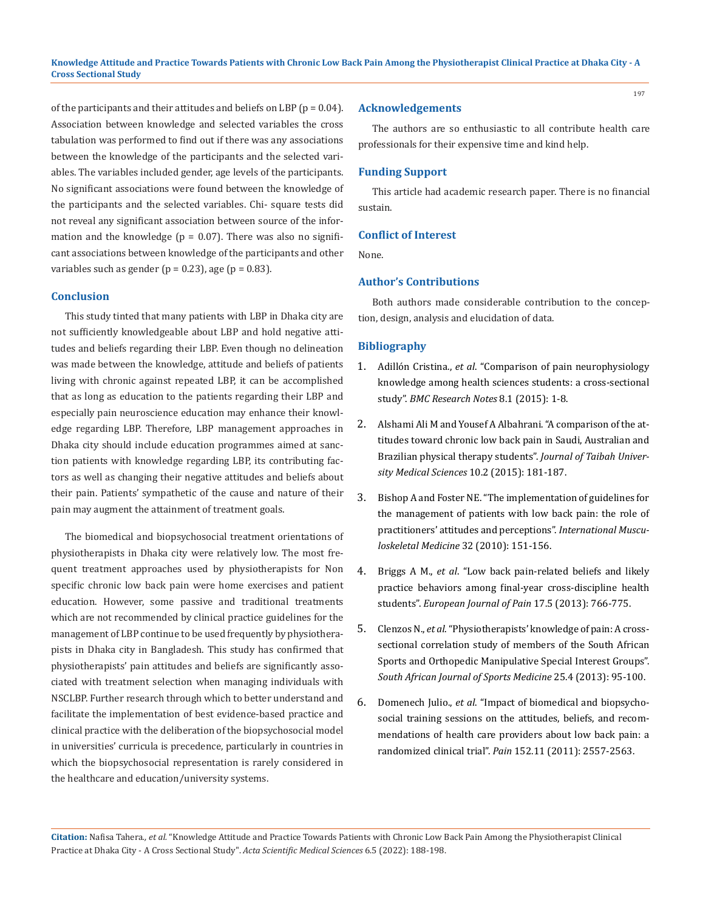of the participants and their attitudes and beliefs on LBP ($p = 0.04$). Association between knowledge and selected variables the cross tabulation was performed to find out if there was any associations between the knowledge of the participants and the selected variables. The variables included gender, age levels of the participants. No significant associations were found between the knowledge of the participants and the selected variables. Chi- square tests did not reveal any significant association between source of the information and the knowledge ($p = 0.07$). There was also no significant associations between knowledge of the participants and other variables such as gender ($p = 0.23$), age ($p = 0.83$).

## Conclusion

This study tinted that many patients with LBP in Dhaka city are not sufficiently knowledgeable about LBP and hold negative attitudes and beliefs regarding their LBP. Even though no delineation was made between the knowledge, attitude and beliefs of patients living with chronic against repeated LBP, it can be accomplished that as long as education to the patients regarding their LBP and especially pain neuroscience education may enhance their knowledge regarding LBP. Therefore, LBP management approaches in Dhaka city should include education programmes aimed at sanction patients with knowledge regarding LBP, its contributing factors as well as changing their negative attitudes and beliefs about their pain. Patients' sympathetic of the cause and nature of their pain may augment the attainment of treatment goals.

The biomedical and biopsychosocial treatment orientations of physiotherapists in Dhaka city were relatively low. The most frequent treatment approaches used by physiotherapists for Non specific chronic low back pain were home exercises and patient education. However, some passive and traditional treatments which are not recommended by clinical practice guidelines for the management of LBP continue to be used frequently by physiotherapists in Dhaka city in Bangladesh. This study has confirmed that physiotherapists' pain attitudes and beliefs are significantly associated with treatment selection when managing individuals with NSCLBP. Further research through which to better understand and facilitate the implementation of best evidence-based practice and clinical practice with the deliberation of the biopsychosocial model in universities' curricula is precedence, particularly in countries in which the biopsychosocial representation is rarely considered in the healthcare and education/university systems.

## Acknowledgements

The authors are so enthusiastic to all contribute health care professionals for their expensive time and kind help.

## Funding Support

This article had academic research paper. There is no financial sustain.

## Conflict of Interest

None.

## Author's Contributions

Both authors made considerable contribution to the conception, design, analysis and elucidation of data.

## Bibliography

1. Adillón Cristina., *et al*. "Comparison of pain neurophysiology knowledge among health sciences students: a cross-sectional study". *BMC Research Notes* 8.1 (2015): 1-8.
2. Alshami Ali M and Yousef A Albahrani. "A comparison of the attitudes toward chronic low back pain in Saudi, Australian and Brazilian physical therapy students". *Journal of Taibah University Medical Sciences* 10.2 (2015): 181-187.
3. Bishop A and Foster NE. "The implementation of guidelines for the management of patients with low back pain: the role of practitioners' attitudes and perceptions". *International Musculoskeletal Medicine* 32 (2010): 151-156.
4. Briggs A M., *et al*. "Low back pain-related beliefs and likely practice behaviors among final-year cross-discipline health students". *European Journal of Pain* 17.5 (2013): 766-775.
5. Clenzos N., *et al*. "Physiotherapists' knowledge of pain: A cross-sectional correlation study of members of the South African Sports and Orthopedic Manipulative Special Interest Groups". *South African Journal of Sports Medicine* 25.4 (2013): 95-100.
6. Domenech Julio., *et al*. "Impact of biomedical and biopsychosocial training sessions on the attitudes, beliefs, and recommendations of health care providers about low back pain: a randomized clinical trial". *Pain* 152.11 (2011): 2557-2563.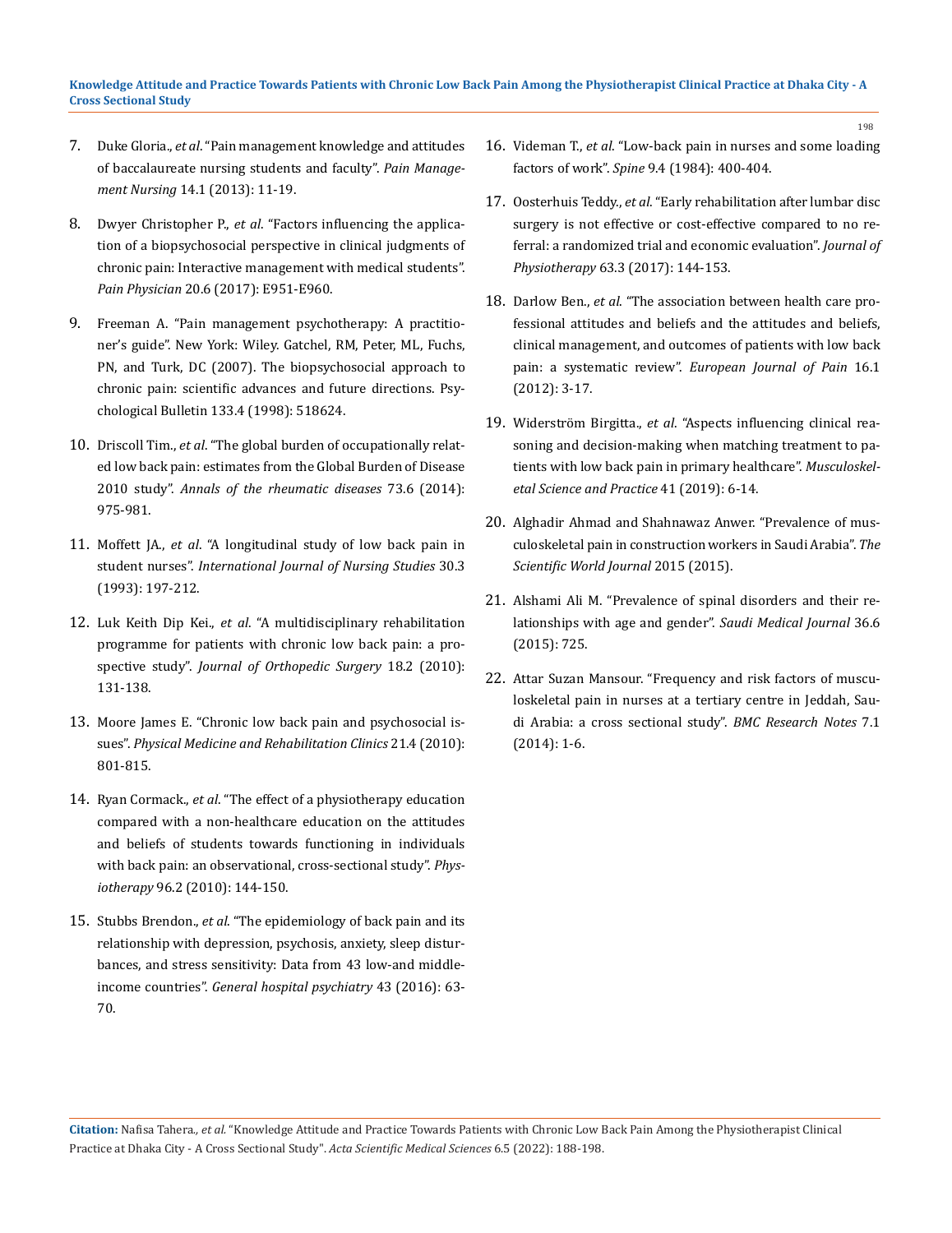7. Duke Gloria., *et al*. "Pain management knowledge and attitudes of baccalaureate nursing students and faculty". *Pain Management Nursing* 14.1 (2013): 11-19.

8. Dwyer Christopher P., *et al*. "Factors influencing the application of a biopsychosocial perspective in clinical judgments of chronic pain: Interactive management with medical students". *Pain Physician* 20.6 (2017): E951-E960.

9. Freeman A. "Pain management psychotherapy: A practitioner's guide". New York: Wiley. Gatchel, RM, Peter, ML, Fuchs, PN, and Turk, DC (2007). The biopsychosocial approach to chronic pain: scientific advances and future directions. Psychological Bulletin 133.4 (1998): 518624.

10. Driscoll Tim., *et al*. "The global burden of occupationally related low back pain: estimates from the Global Burden of Disease 2010 study". *Annals of the rheumatic diseases* 73.6 (2014): 975-981.

11. Moffett JA., *et al*. "A longitudinal study of low back pain in student nurses". *International Journal of Nursing Studies* 30.3 (1993): 197-212.

12. Luk Keith Dip Kei., *et al*. "A multidisciplinary rehabilitation programme for patients with chronic low back pain: a prospective study". *Journal of Orthopedic Surgery* 18.2 (2010): 131-138.

13. Moore James E. "Chronic low back pain and psychosocial issues". *Physical Medicine and Rehabilitation Clinics* 21.4 (2010): 801-815.

14. Ryan Cormack., *et al*. "The effect of a physiotherapy education compared with a non-healthcare education on the attitudes and beliefs of students towards functioning in individuals with back pain: an observational, cross-sectional study". *Physiotherapy* 96.2 (2010): 144-150.

15. Stubbs Brendon., *et al*. "The epidemiology of back pain and its relationship with depression, psychosis, anxiety, sleep disturbances, and stress sensitivity: Data from 43 low-and middle-income countries". *General hospital psychiatry* 43 (2016): 63-70.

16. Videman T., *et al*. "Low-back pain in nurses and some loading factors of work". *Spine* 9.4 (1984): 400-404.

17. Oosterhuis Teddy., *et al*. "Early rehabilitation after lumbar disc surgery is not effective or cost-effective compared to no referral: a randomized trial and economic evaluation". *Journal of Physiotherapy* 63.3 (2017): 144-153.

18. Darlow Ben., *et al*. "The association between health care professional attitudes and beliefs and the attitudes and beliefs, clinical management, and outcomes of patients with low back pain: a systematic review". *European Journal of Pain* 16.1 (2012): 3-17.

19. Widerström Birgitta., *et al*. "Aspects influencing clinical reasoning and decision-making when matching treatment to patients with low back pain in primary healthcare". *Musculoskeletal Science and Practice* 41 (2019): 6-14.

20. Alghadir Ahmad and Shahnawaz Anwer. "Prevalence of musculoskeletal pain in construction workers in Saudi Arabia". *The Scientific World Journal* 2015 (2015).

21. Alshami Ali M. "Prevalence of spinal disorders and their relationships with age and gender". *Saudi Medical Journal* 36.6 (2015): 725.

22. Attar Suzan Mansour. "Frequency and risk factors of musculoskeletal pain in nurses at a tertiary centre in Jeddah, Saudi Arabia: a cross sectional study". *BMC Research Notes* 7.1 (2014): 1-6.